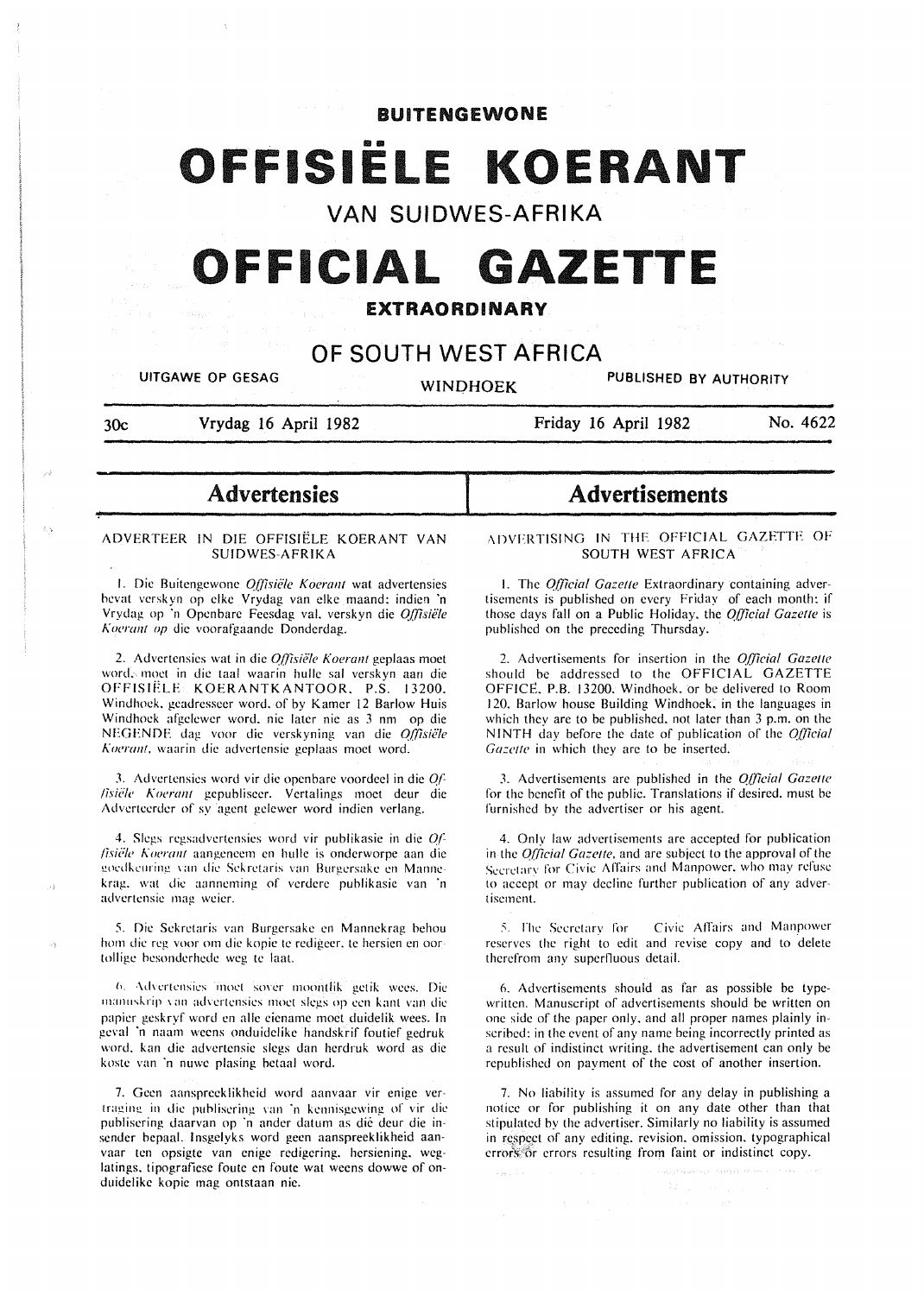**BUITENGEWONE**

# OFFISIËLE KOERANT

VAN SUIDWES-AFRIKA

# OFFICIAL GAZETTE

**EXTRAORDINARY**

## OF SOUTH WEST AFRICA

UITGAWE OP GESAG — WINDHOEK — PUBLISHED BY AUTHORITY

30c — Vrydag 16 April 1982 — Friday 16 April 1982 — No. 4622

## Advertensies

ADVERTEER IN DIE OFFISIËLE KOERANT VAN SUIDWES-AFRIKA

1. Die Buitengewone *Offisiële Koerant* wat advertensies bevat verskyn op elke Vrydag van elke maand: indien 'n Vrydag op 'n Openbare Feesdag val, verskyn die *Offisiële Koerant op* die voorafgaande Donderdag.

2. Advertensies wat in die *Offisiële Koerant* geplaas moet word, moet in die taal waarin hulle sal verskyn aan die OFFISIËLE KOERANTKANTOOR, P.S. 13200, Windhoek, geadresseer word, of by Kamer 12 Barlow Huis Windhoek afgelewer word, nie later nie as 3 nm op die NEGENDE dag voor die verskyning van die *Offisiële Koerant*, waarin die advertensie geplaas moet word.

3. Advertensies word vir die openbare voordeel in die *Offisiële Koerant* gepubliseer. Vertalings moet deur die Adverteerder of sy agent gelewer word indien verlang.

4. Slegs regsadvertensies word vir publikasie in die *Offisiële Koerant* aangeneem en hulle is onderworpe aan die goedkeuring van die Sekretaris van Burgersake en Mannekrag, wat die aanneming of verdere publikasie van 'n advertensie mag weier.

5. Die Sekretaris van Burgersake en Mannekrag behou hom die reg voor om die kopie te redigeer, te hersien en oortollige besonderhede weg te laat.

6. Advertensies moet sover moontlik getik wees. Die manuskrip van advertensies moet slegs op een kant van die papier geskryf word en alle eiename moet duidelik wees. In geval 'n naam weens onduidelike handskrif foutief gedruk word, kan die advertensie slegs dan herdruk word as die koste van 'n nuwe plasing betaal word.

7. Geen aanspreeklikheid word aanvaar vir enige vertraging in die publisering van 'n kennisgewing of vir die publisering daarvan op 'n ander datum as dié deur die insender bepaal. Insgelyks word geen aanspreeklikheid aanvaar ten opsigte van enige redigering, hersiening, weglatings, tipografiese foute en foute wat weens dowwe of onduidelike kopie mag ontstaan nie.

## Advertisements

ADVERTISING IN THE OFFICIAL GAZETTE OF SOUTH WEST AFRICA

1. The *Official Gazette* Extraordinary containing advertisements is published on every Friday of each month: if those days fall on a Public Holiday, the *Official Gazette* is published on the preceding Thursday.

2. Advertisements for insertion in the *Official Gazette* should be addressed to the OFFICIAL GAZETTE OFFICE, P.B. 13200, Windhoek, or be delivered to Room 120, Barlow house Building Windhoek, in the languages in which they are to be published, not later than 3 p.m. on the NINTH day before the date of publication of the *Official Gazette* in which they are to be inserted.

3. Advertisements are published in the *Official Gazette* for the benefit of the public. Translations if desired, must be furnished by the advertiser or his agent.

4. Only law advertisements are accepted for publication in the *Official Gazette*, and are subject to the approval of the Secretary for Civic Affairs and Manpower, who may refuse to accept or may decline further publication of any advertisement.

5. The Secretary for Civic Affairs and Manpower reserves the right to edit and revise copy and to delete therefrom any superfluous detail.

6. Advertisements should as far as possible be typewritten. Manuscript of advertisements should be written on one side of the paper only, and all proper names plainly inscribed; in the event of any name being incorrectly printed as a result of indistinct writing, the advertisement can only be republished on payment of the cost of another insertion.

7. No liability is assumed for any delay in publishing a notice or for publishing it on any date other than that stipulated by the advertiser. Similarly no liability is assumed in respect of any editing, revision, omission, typographical errors or errors resulting from faint or indistinct copy.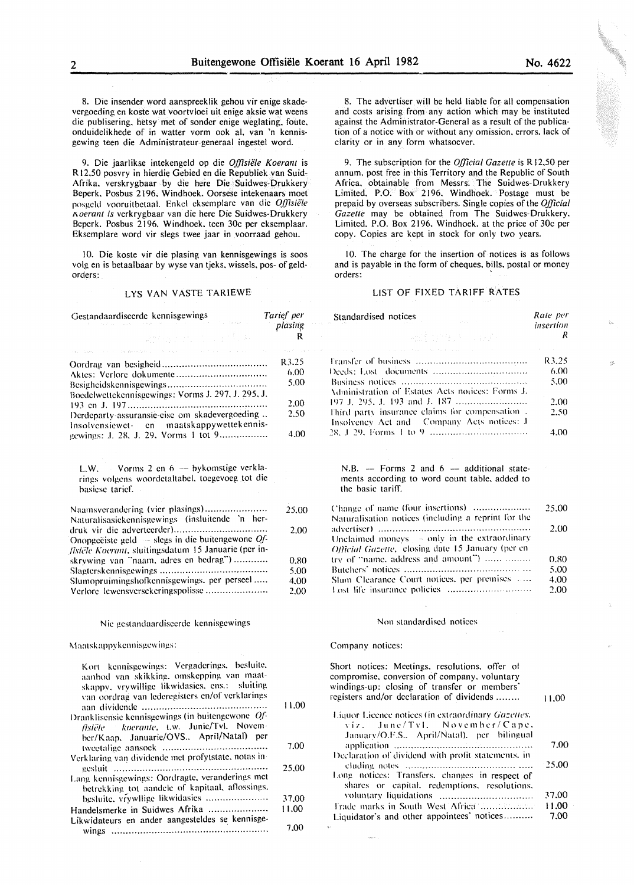8. Die insender word aanspreeklik gehou vir enige skadevergoeding en koste wat voortvloei uit enige aksie wat weens die publisering, hetsy met of sonder enige weglating, foute, onduidelikhede of in watter vorm ook al, van 'n kennisgewing teen die Administrateur-generaal ingestel word.

9. Die jaarlikse intekengeld op die *Offisiële Koerant* is R12,50 posvry in hierdie Gebied en die Republiek van Suid-Afrika, verskrygbaar by die here Die Suidwes-Drukkery Beperk, Posbus 2196, Windhoek. Oorsese intekenaars moet posgeld vooruitbetaal. Enkel eksemplare van die *Offisiële Koerant is* verkrygbaar van die here Die Suidwes-Drukkery Beperk, Posbus 2196, Windhoek, teen 30c per eksemplaar. Eksemplare word vir slegs twee jaar in voorraad gehou.

10. Die koste vir die plasing van kennisgewings is soos volg en is betaalbaar by wyse van tjeks, wissels, pos- of geldorders:

LYS VAN VASTE TARIEWE

| Gestandaardiseerde kennisgewings | Tarief per plasing R |
|---|---|
| Oordrag van besigheid | R3,25 |
| Aktes: Verlore dokumente | 6,00 |
| Besigheidskennisgewings | 5,00 |
| Boedelwettekennisgewings: Vorms J. 297, J. 295, J. 193 en J. 197 | 2,00 |
| Derdeparty-assuransie-eise om skadevergoeding | 2,50 |
| Insolvensiewet- en maatskappywettekennisgewings: J. 28, J. 29, Vorms 1 tot 9 | 4,00 |

L.W. Vorms 2 en 6 — bykomstige verklarings volgens woordetaltabel, toegevoeg tot die basiese tarief.

| | |
|---|---|
| Naamsverandering (vier plasings) | 25,00 |
| Naturalisasiekennisgewings (insluitende 'n herdruk vir die adverteerder) | 2,00 |
| Onopgeëiste geld — slegs in die buitengewone *Offisiële Koerant*, sluitingsdatum 15 Januarie (per inskrywing van "naam, adres en bedrag") | 0,80 |
| Slagterskennisgewings | 5,00 |
| Slumopruimingshofkennisgewings, per perseel | 4,00 |
| Verlore lewensversekeringspolisse | 2,00 |

Nie gestandaardiseerde kennisgewings

Maatskappykennisgewings:

| | |
|---|---|
| Kort kennisgewings: Vergaderings, besluite, aanbod van skikking, omskepping van maatskappy, vrywillige likwidasies, ens.: sluiting van oordrag van lederegisters en/of verklarings aan dividende | 11,00 |
| Dranklisensie kennisgewings (in buitengewone *Offisiële koerante*, t.w. Junie/Tvl. November/Kaap, Januarie/OVS., April/Natal) per tweetalige aansoek | 7,00 |
| Verklaring van dividende met profytstate, notas ingesluit | 25,00 |
| Lang kennisgewings: Oordragte, veranderings met betrekking tot aandele of kapitaal, aflossings, besluite, vrywllige likwidasies | 37,00 |
| Handelsmerke in Suidwes Afrika | 11,00 |
| Likwidateurs en ander aangesteldes se kennisgewings | 7,00 |

8. The advertiser will be held liable for all compensation and costs arising from any action which may be instituted against the Administrator-General as a result of the publication of a notice with or without any omission, errors, lack of clarity or in any form whatsoever.

9. The subscription for the *Official Gazette* is R12,50 per annum, post free in this Territory and the Republic of South Africa, obtainable from Messrs. The Suidwes-Drukkery Limited, P.O. Box 2196, Windhoek. Postage must be prepaid by overseas subscribers. Single copies of the *Official Gazette* may be obtained from The Suidwes-Drukkery, Limited, P.O. Box 2196, Windhoek, at the price of 30c per copy. Copies are kept in stock for only two years.

10. The charge for the insertion of notices is as follows and is payable in the form of cheques, bills, postal or money orders:

LIST OF FIXED TARIFF RATES

| Standardised notices | Rate per insertion R |
|---|---|
| Transfer of business | R3,25 |
| Deeds: Lost documents | 6,00 |
| Business notices | 5,00 |
| Administration of Estates Acts notices: Forms J. 197 J. 295, J. 193 and J. 187 | 2,00 |
| Third party insurance claims for compensation | 2,50 |
| Insolvency Act and Company Acts notices: J 28, J 29, Forms 1 to 9 | 4,00 |

N.B. — Forms 2 and 6 — additional statements according to word count table, added to the basic tariff.

| | |
|---|---|
| Change of name (four insertions) | 25,00 |
| Naturalisation notices (including a reprint for the advertiser) | 2,00 |
| Unclaimed moneys — only in the extraordinary *Official Gazette*, closing date 15 January (per entry of "name, address and amount") | 0,80 |
| Butchers' notices | 5,00 |
| Slum Clearance Court notices, per premises | 4,00 |
| Lost life insurance policies | 2,00 |

Non standardised notices

Company notices:

| | |
|---|---|
| Short notices: Meetings, resolutions, offer of compromise, conversion of company, voluntary windings-up: closing of transfer or members' registers and/or declaration of dividends | 11,00 |
| Liquor Licence notices (in extraordinary *Gazettes*, viz. June/Tvl. November/Cape, January/O.F.S., April/Natal), per bilingual application | 7,00 |
| Declaration of dividend with profit statements, including notes | 25,00 |
| Long notices: Transfers, changes in respect of shares or capital, redemptions, resolutions, voluntary liquidations | 37,00 |
| Trade marks in South West Africa | 11,00 |
| Liquidator's and other appointees' notices | 7,00 |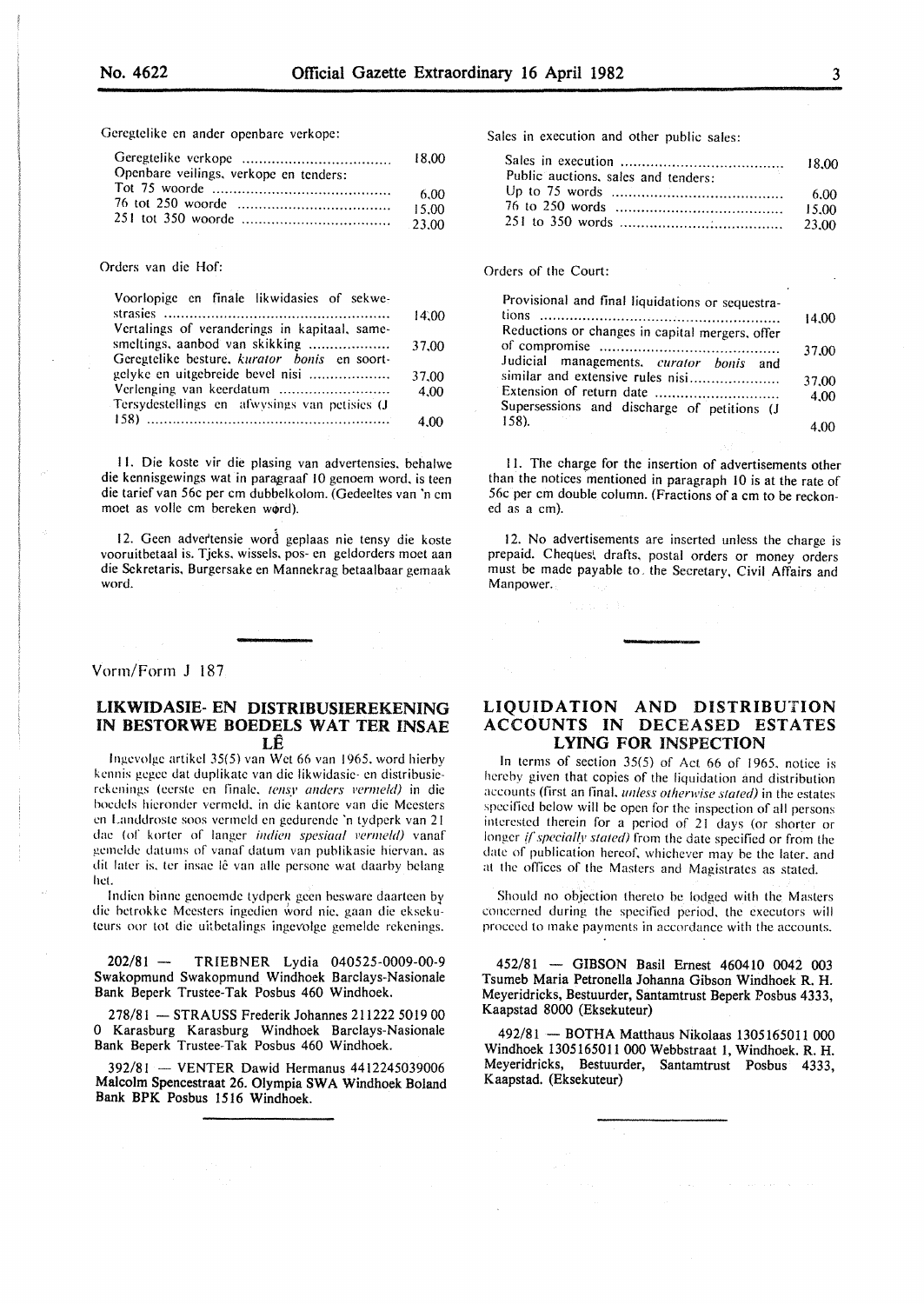Geregtelike en ander openbare verkope:

| | |
|---|---|
| Geregtelike verkope | 18,00 |
| Openbare veilings, verkope en tenders: | |
| Tot 75 woorde | 6,00 |
| 76 tot 250 woorde | 15,00 |
| 251 tot 350 woorde | 23,00 |

Orders van die Hof:

| | |
|---|---|
| Voorlopige en finale likwidasies of sekwestrasies | 14,00 |
| Vertalings of veranderings in kapitaal, samesmeltings, aanbod van skikking | 37,00 |
| Geregtelike besture, *kurator bonis* en soortgelyke en uitgebreide bevel nisi | 37,00 |
| Verlenging van keerdatum | 4,00 |
| Tersydestellings en afwysings van petisies (J 158) | 4,00 |

11. Die koste vir die plasing van advertensies, behalwe die kennisgewings wat in paragraaf 10 genoem word, is teen die tarief van 56c per cm dubbelkolom. (Gedeeltes van 'n cm moet as volle cm bereken word).

12. Geen advertensie word geplaas nie tensy die koste vooruitbetaal is. Tjeks, wissels, pos- en geldorders moet aan die Sekretaris, Burgersake en Mannekrag betaalbaar gemaak word.

Sales in execution and other public sales:

| | |
|---|---|
| Sales in execution | 18,00 |
| Public auctions, sales and tenders: | |
| Up to 75 words | 6,00 |
| 76 to 250 words | 15,00 |
| 251 to 350 words | 23,00 |

Orders of the Court:

| | |
|---|---|
| Provisional and final liquidations or sequestrations | 14,00 |
| Reductions or changes in capital mergers, offer of compromise | 37,00 |
| Judicial managements, *curator bonis* and similar and extensive rules nisi | 37,00 |
| Extension of return date | 4,00 |
| Supersessions and discharge of petitions (J 158). | 4,00 |

11. The charge for the insertion of advertisements other than the notices mentioned in paragraph 10 is at the rate of 56c per cm double column. (Fractions of a cm to be reckoned as a cm).

12. No advertisements are inserted unless the charge is prepaid. Cheques, drafts, postal orders or money orders must be made payable to the Secretary, Civil Affairs and Manpower.

Vorm/Form J 187

## LIKWIDASIE- EN DISTRIBUSIEREKENING IN BESTORWE BOEDELS WAT TER INSAE LÊ

Ingevolge artikel 35(5) van Wet 66 van 1965, word hierby kennis gegee dat duplikate van die likwidasie- en distribusierekenings (eerste en finale, *tensy anders vermeld*) in die boedels hieronder vermeld, in die kantore van die Meesters en Landdroste soos vermeld en gedurende 'n tydperk van 21 dae (of korter of langer *indien spesiaal vermeld*) vanaf gemelde datums of vanaf datum van publikasie hiervan, as dit later is, ter insae lê van alle persone wat daarby belang het.

Indien binne genoemde tydperk geen besware daarteen by die betrokke Meesters ingedien word nie, gaan die eksekuteurs oor tot die uitbetalings ingevolge gemelde rekenings.

202/81 — TRIEBNER Lydia 040525-0009-00-9 Swakopmund Swakopmund Windhoek Barclays-Nasionale Bank Beperk Trustee-Tak Posbus 460 Windhoek.

278/81 — STRAUSS Frederik Johannes 211222 5019 00 0 Karasburg Karasburg Windhoek Barclays-Nasionale Bank Beperk Trustee-Tak Posbus 460 Windhoek.

392/81 — VENTER Dawid Hermanus 4412245039006 Malcolm Spencestraat 26, Olympia SWA Windhoek Boland Bank BPK Posbus 1516 Windhoek.

## LIQUIDATION AND DISTRIBUTION ACCOUNTS IN DECEASED ESTATES LYING FOR INSPECTION

In terms of section 35(5) of Act 66 of 1965, notice is hereby given that copies of the liquidation and distribution accounts (first an final, *unless otherwise stated*) in the estates specified below will be open for the inspection of all persons interested therein for a period of 21 days (or shorter or longer *if specially stated*) from the date specified or from the date of publication hereof, whichever may be the later, and at the offices of the Masters and Magistrates as stated.

Should no objection thereto be lodged with the Masters concerned during the specified period, the executors will proceed to make payments in accordance with the accounts.

452/81 — GIBSON Basil Ernest 460410 0042 003 Tsumeb Maria Petronella Johanna Gibson Windhoek R. H. Meyeridricks, Bestuurder, Santamtrust Beperk Posbus 4333, Kaapstad 8000 (Eksekuteur)

492/81 — BOTHA Matthaus Nikolaas 1305165011 000 Windhoek 1305165011 000 Webbstraat 1, Windhoek. R. H. Meyeridricks, Bestuurder, Santamtrust Posbus 4333, Kaapstad. (Eksekuteur)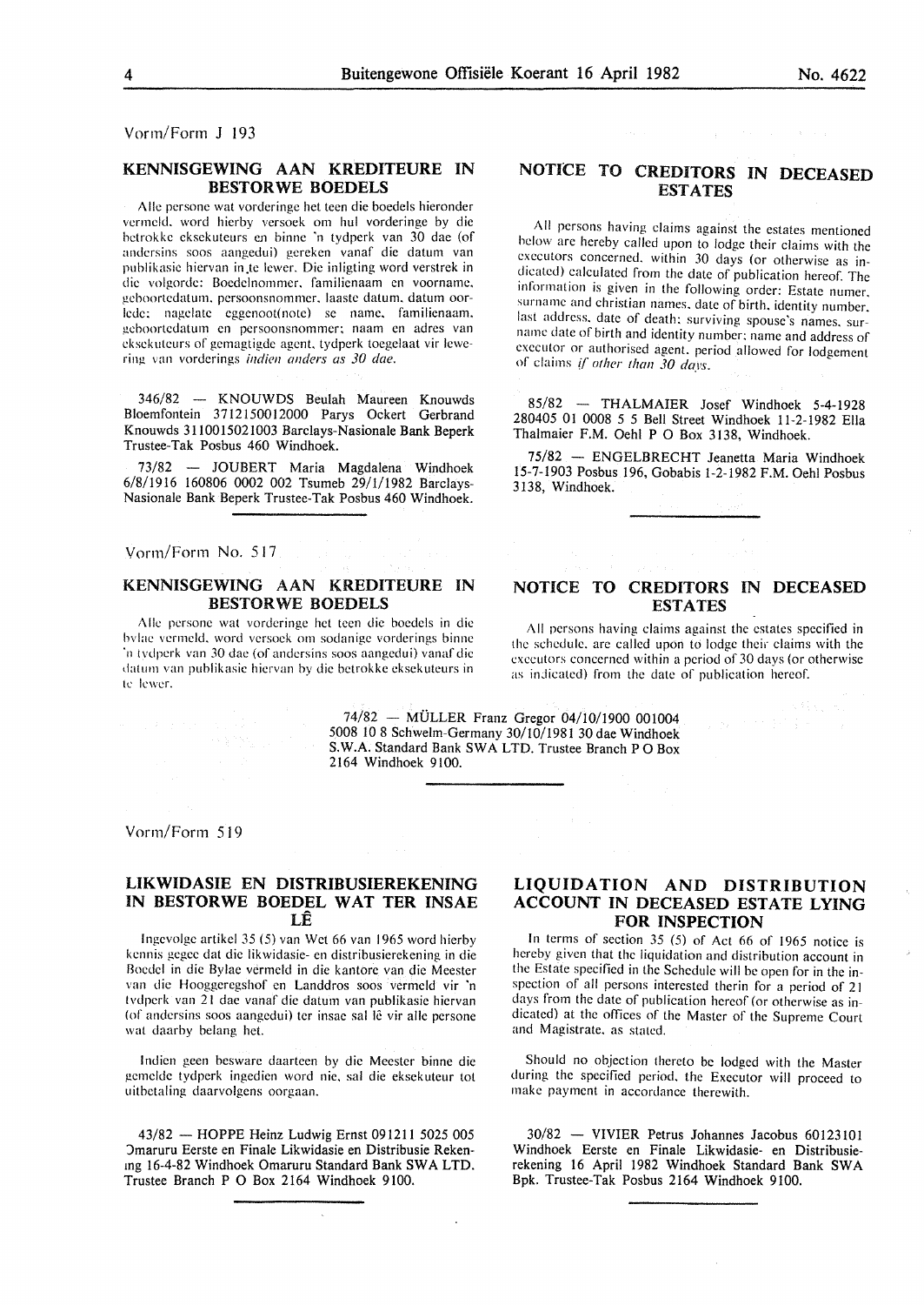Vorm/Form J 193

## KENNISGEWING AAN KREDITEURE IN BESTORWE BOEDELS

Alle persone wat vorderinge het teen die boedels hieronder vermeld, word hierby versoek om hul vorderinge by die betrokke eksekuteurs en binne 'n tydperk van 30 dae (of andersins soos aangedui) gereken vanaf die datum van publikasie hiervan in te lewer. Die inligting word verstrek in die volgorde: Boedelnommer, familienaam en voorname, geboortedatum, persoonsnommer, laaste datum, datum oorlede; nagelate eggenoot(note) se name, familienaam, geboortedatum en persoonsnommer; naam en adres van eksekuteurs of gemagtigde agent, tydperk toegelaat vir lewering van vorderings *indien anders as 30 dae.*

346/82 — KNOUWDS Beulah Maureen Knouwds Bloemfontein 3712150012000 Parys Ockert Gerbrand Knouwds 3110015021003 Barclays-Nasionale Bank Beperk Trustee-Tak Posbus 460 Windhoek.

73/82 — JOUBERT Maria Magdalena Windhoek 6/8/1916 160806 0002 002 Tsumeb 29/1/1982 Barclays-Nasionale Bank Beperk Trustee-Tak Posbus 460 Windhoek.

## NOTICE TO CREDITORS IN DECEASED ESTATES

All persons having claims against the estates mentioned below are hereby called upon to lodge their claims with the executors concerned, within 30 days (or otherwise as indicated) calculated from the date of publication hereof. The information is given in the following order: Estate numer, surname and christian names, date of birth, identity number, last address, date of death; surviving spouse's names, surname date of birth and identity number; name and address of executor or authorised agent, period allowed for lodgement of claims *if other than 30 days.*

85/82 — THALMAIER Josef Windhoek 5-4-1928 280405 01 0008 5 5 Bell Street Windhoek 11-2-1982 Ella Thalmaier F.M. Oehl P O Box 3138, Windhoek.

75/82 — ENGELBRECHT Jeanetta Maria Windhoek 15-7-1903 Posbus 196, Gobabis 1-2-1982 F.M. Oehl Posbus 3138, Windhoek.

Vorm/Form No. 517

## KENNISGEWING AAN KREDITEURE IN BESTORWE BOEDELS

Alle persone wat vorderinge het teen die boedels in die bylae vermeld, word versoek om sodanige vorderings binne 'n tydperk van 30 dae (of andersins soos aangedui) vanaf die datum van publikasie hiervan by die betrokke eksekuteurs in te lewer.

## NOTICE TO CREDITORS IN DECEASED ESTATES

All persons having claims against the estates specified in the schedule, are called upon to lodge their claims with the executors concerned within a period of 30 days (or otherwise as indicated) from the date of publication hereof.

74/82 — MÜLLER Franz Gregor 04/10/1900 001004 5008 10 8 Schwelm-Germany 30/10/1981 30 dae Windhoek S.W.A. Standard Bank SWA LTD. Trustee Branch P O Box 2164 Windhoek 9100.

Vorm/Form 519

## LIKWIDASIE EN DISTRIBUSIEREKENING IN BESTORWE BOEDEL WAT TER INSAE LÊ

Ingevolge artikel 35 (5) van Wet 66 van 1965 word hierby kennis gegee dat die likwidasie- en distribusierekening in die Boedel in die Bylae vermeld in die kantore van die Meester van die Hooggeregshof en Landdros soos vermeld vir 'n tydperk van 21 dae vanaf die datum van publikasie hiervan (of andersins soos aangedui) ter insae sal lê vir alle persone wat daarby belang het.

Indien geen besware daarteen by die Meester binne die gemelde tydperk ingedien word nie, sal die eksekuteur tot uitbetaling daarvolgens oorgaan.

43/82 — HOPPE Heinz Ludwig Ernst 091211 5025 005 Omaruru Eerste en Finale Likwidasie en Distribusie Rekening 16-4-82 Windhoek Omaruru Standard Bank SWA LTD. Trustee Branch P O Box 2164 Windhoek 9100.

## LIQUIDATION AND DISTRIBUTION ACCOUNT IN DECEASED ESTATE LYING FOR INSPECTION

In terms of section 35 (5) of Act 66 of 1965 notice is hereby given that the liquidation and distribution account in the Estate specified in the Schedule will be open for in the inspection of all persons interested therin for a period of 21 days from the date of publication hereof (or otherwise as indicated) at the offices of the Master of the Supreme Court and Magistrate, as stated.

Should no objection thereto be lodged with the Master during the specified period, the Executor will proceed to make payment in accordance therewith.

30/82 — VIVIER Petrus Johannes Jacobus 60123101 Windhoek Eerste en Finale Likwidasie- en Distribusierekening 16 April 1982 Windhoek Standard Bank SWA Bpk. Trustee-Tak Posbus 2164 Windhoek 9100.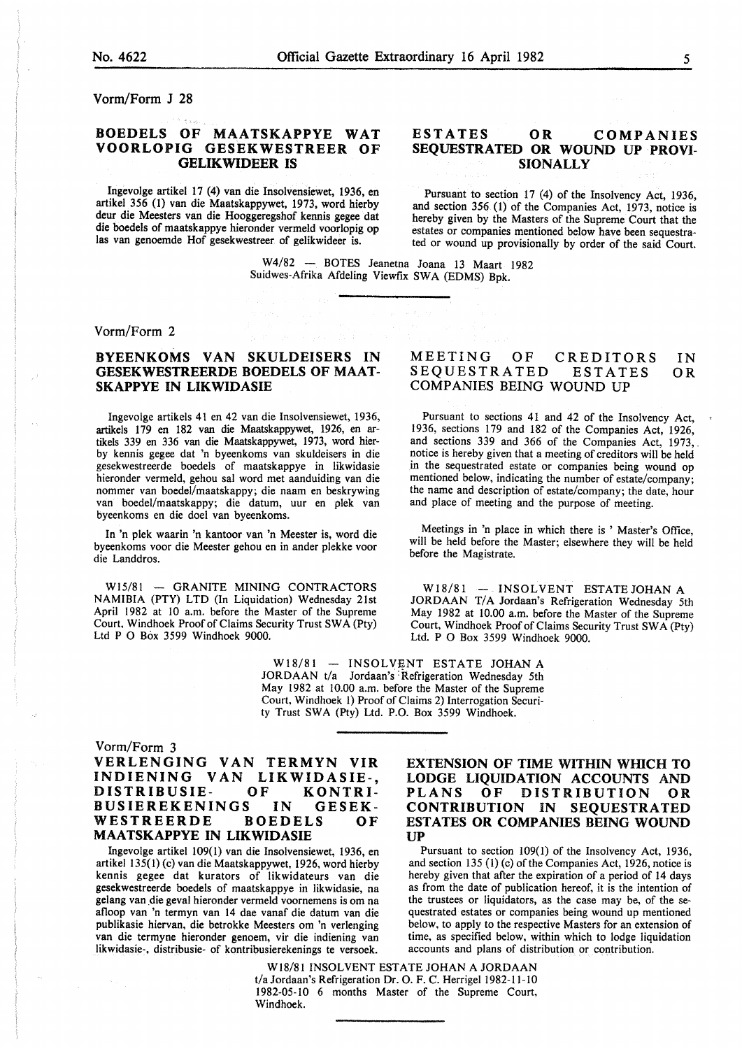Vorm/Form J 28

## BOEDELS OF MAATSKAPPYE WAT VOORLOPIG GESEKWESTREER OF GELIKWIDEER IS

Ingevolge artikel 17 (4) van die Insolvensiewet, 1936, en artikel 356 (1) van die Maatskappywet, 1973, word hierby deur die Meesters van die Hooggeregshof kennis gegee dat die boedels of maatskappye hieronder vermeld voorlopig op las van genoemde Hof gesekwestreer of gelikwideer is.

## ESTATES OR COMPANIES SEQUESTRATED OR WOUND UP PROVISIONALLY

Pursuant to section 17 (4) of the Insolvency Act, 1936, and section 356 (1) of the Companies Act, 1973, notice is hereby given by the Masters of the Supreme Court that the estates or companies mentioned below have been sequestrated or wound up provisionally by order of the said Court.

W4/82 — BOTES Jeanetna Joana 13 Maart 1982 Suidwes-Afrika Afdeling Viewfix SWA (EDMS) Bpk.

---

Vorm/Form 2

## BYEENKOMS VAN SKULDEISERS IN GESEKWESTREERDE BOEDELS OF MAATSKAPPYE IN LIKWIDASIE

Ingevolge artikels 41 en 42 van die Insolvensiewet, 1936, artikels 179 en 182 van die Maatskappywet, 1926, en artikels 339 en 336 van die Maatskappywet, 1973, word hierby kennis gegee dat 'n byeenkoms van skuldeisers in die gesekwestreerde boedels of maatskappye in likwidasie hieronder vermeld, gehou sal word met aanduiding van die nommer van boedel/maatskappy; die naam en beskrywing van boedel/maatskappy; die datum, uur en plek van byeenkoms en die doel van byeenkoms.

In 'n plek waarin 'n kantoor van 'n Meester is, word die byeenkoms voor die Meester gehou en in ander plekke voor die Landdros.

## MEETING OF CREDITORS IN SEQUESTRATED ESTATES OR COMPANIES BEING WOUND UP

Pursuant to sections 41 and 42 of the Insolvency Act, 1936, sections 179 and 182 of the Companies Act, 1926, and sections 339 and 366 of the Companies Act, 1973, notice is hereby given that a meeting of creditors will be held in the sequestrated estate or companies being wound op mentioned below, indicating the number of estate/company; the name and description of estate/company; the date, hour and place of meeting and the purpose of meeting.

Meetings in 'n place in which there is ' Master's Office, will be held before the Master; elsewhere they will be held before the Magistrate.

W15/81 — GRANITE MINING CONTRACTORS NAMIBIA (PTY) LTD (In Liquidation) Wednesday 21st April 1982 at 10 a.m. before the Master of the Supreme Court, Windhoek Proof of Claims Security Trust SWA (Pty) Ltd P O Box 3599 Windhoek 9000.

W18/81 — INSOLVENT ESTATE JOHAN A JORDAAN T/A Jordaan's Refrigeration Wednesday 5th May 1982 at 10.00 a.m. before the Master of the Supreme Court, Windhoek Proof of Claims Security Trust SWA (Pty) Ltd. P O Box 3599 Windhoek 9000.

W18/81 — INSOLVENT ESTATE JOHAN A JORDAAN t/a Jordaan's Refrigeration Wednesday 5th May 1982 at 10.00 a.m. before the Master of the Supreme Court, Windhoek 1) Proof of Claims 2) Interrogation Security Trust SWA (Pty) Ltd. P.O. Box 3599 Windhoek.

---

Vorm/Form 3

## VERLENGING VAN TERMYN VIR INDIENING VAN LIKWIDASIE-, DISTRIBUSIE- OF KONTRIBUSIEREKENINGS IN GESEKWESTREERDE BOEDELS OF MAATSKAPPYE IN LIKWIDASIE

Ingevolge artikel 109(1) van die Insolvensiewet, 1936, en artikel 135(1) (c) van die Maatskappywet, 1926, word hierby kennis gegee dat kurators of likwidateurs van die gesekwestreerde boedels of maatskappye in likwidasie, na gelang van die geval hieronder vermeld voornemens is om na afloop van 'n termyn van 14 dae vanaf die datum van die publikasie hiervan, die betrokke Meesters om 'n verlenging van die termyne hieronder genoem, vir die indiening van likwidasie-, distribusie- of kontribusierekenings te versoek.

## EXTENSION OF TIME WITHIN WHICH TO LODGE LIQUIDATION ACCOUNTS AND PLANS OF DISTRIBUTION OR CONTRIBUTION IN SEQUESTRATED ESTATES OR COMPANIES BEING WOUND UP

Pursuant to section 109(1) of the Insolvency Act, 1936, and section 135 (1) (c) of the Companies Act, 1926, notice is hereby given that after the expiration of a period of 14 days as from the date of publication hereof, it is the intention of the trustees or liquidators, as the case may be, of the sequestrated estates or companies being wound up mentioned below, to apply to the respective Masters for an extension of time, as specified below, within which to lodge liquidation accounts and plans of distribution or contribution.

W18/81 INSOLVENT ESTATE JOHAN A JORDAAN t/a Jordaan's Refrigeration Dr. O. F. C. Herrigel 1982-11-10 1982-05-10 6 months Master of the Supreme Court, Windhoek.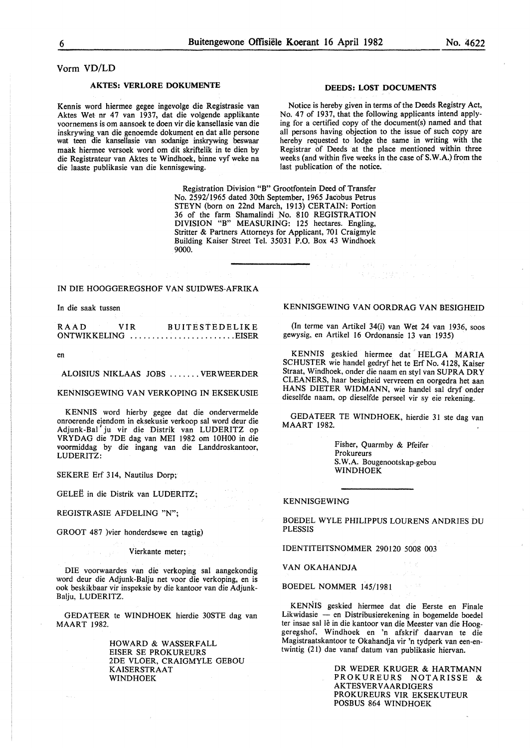Vorm VD/LD

## AKTES: VERLORE DOKUMENTE

Kennis word hiermee gegee ingevolge die Registrasie van Aktes Wet nr 47 van 1937, dat die volgende applikante voornemens is om aansoek te doen vir die kansellasie van die inskrywing van die genoemde dokument en dat alle persone wat teen die kansellasie van sodanige inskrywing beswaar maak hiermee versoek word om dit skriftelik in te dien by die Registrateur van Aktes te Windhoek, binne vyf weke na die laaste publikasie van die kennisgewing.

## DEEDS: LOST DOCUMENTS

Notice is hereby given in terms of the Deeds Registry Act, No. 47 of 1937, that the following applicants intend applying for a certified copy of the document(s) named and that all persons having objection to the issue of such copy are hereby requested to lodge the same in writing with the Registrar of Deeds at the place mentioned within three weeks (and within five weeks in the case of S.W.A.) from the last publication of the notice.

Registration Division "B" Grootfontein Deed of Transfer No. 2592/1965 dated 30th September, 1965 Jacobus Petrus STEYN (born on 22nd March, 1913) CERTAIN: Portion 36 of the farm Shamalindi No. 810 REGISTRATION DIVISION "B" MEASURING: 125 hectares. Engling, Stritter & Partners Attorneys for Applicant, 701 Craigmyle Building Kaiser Street Tel. 35031 P.O. Box 43 Windhoek 9000.

---

IN DIE HOOGGEREGSHOF VAN SUIDWES-AFRIKA

In die saak tussen

RAAD VIR BUITESTEDELIKE ONTWIKKELING ........................ EISER

en

ALOISIUS NIKLAAS JOBS ....... VERWEERDER

KENNISGEWING VAN VERKOPING IN EKSEKUSIE

KENNIS word hierby gegee dat die ondervermelde onroerende eiendom in eksekusie verkoop sal word deur die Adjunk-Balju vir die Distrik van LUDERITZ op VRYDAG die 7DE dag van MEI 1982 om 10H00 in die voormiddag by die ingang van die Landdroskantoor, LUDERITZ:

SEKERE Erf 314, Nautilus Dorp;

GELEË in die Distrik van LUDERITZ;

REGISTRASIE AFDELING "N";

GROOT 487 )vier honderdsewe en tagtig)

Vierkante meter;

DIE voorwaardes van die verkoping sal aangekondig word deur die Adjunk-Balju net voor die verkoping, en is ook beskikbaar vir inspeksie by die kantoor van die Adjunk-Balju, LUDERITZ.

GEDATEER te WINDHOEK hierdie 30STE dag van MAART 1982.

HOWARD & WASSERFALL
EISER SE PROKUREURS
2DE VLOER, CRAIGMYLE GEBOU
KAISERSTRAAT
WINDHOEK

---

KENNISGEWING VAN OORDRAG VAN BESIGHEID

(In terme van Artikel 34(i) van Wet 24 van 1936, soos gewysig, en Artikel 16 Ordonansie 13 van 1935)

KENNIS geskied hiermee dat HELGA MARIA SCHUSTER wie handel gedryf het te Erf No. 4128, Kaiser Straat, Windhoek, onder die naam en styl van SUPRA DRY CLEANERS, haar besigheid vervreem en oorgedra het aan HANS DIETER WIDMANN, wie handel sal dryf onder dieselfde naam, op dieselfde perseel vir sy eie rekening.

GEDATEER TE WINDHOEK, hierdie 31 ste dag van MAART 1982.

Fisher, Quarmby & Pfeifer
Prokureurs
S.W.A. Bougenootskap-gebou
WINDHOEK

---

KENNISGEWING

BOEDEL WYLE PHILIPPUS LOURENS ANDRIES DU PLESSIS

IDENTITEITSNOMMER 290120 5008 003

VAN OKAHANDJA

BOEDEL NOMMER 145/1981

KENNIS geskied hiermee dat die Eerste en Finale Likwidasie — en Distribusierekening in bogemelde boedel ter insae sal lê in die kantoor van die Meester van die Hooggeregshof, Windhoek en 'n afskrif daarvan te die Magistraatskantoor te Okahandja vir 'n tydperk van een-en-twintig (21) dae vanaf datum van publikasie hiervan.

DR WEDER KRUGER & HARTMANN
PROKUREURS NOTARISSE & AKTESVERVAARDIGERS
PROKUREURS VIR EKSEKUTEUR
POSBUS 864 WINDHOEK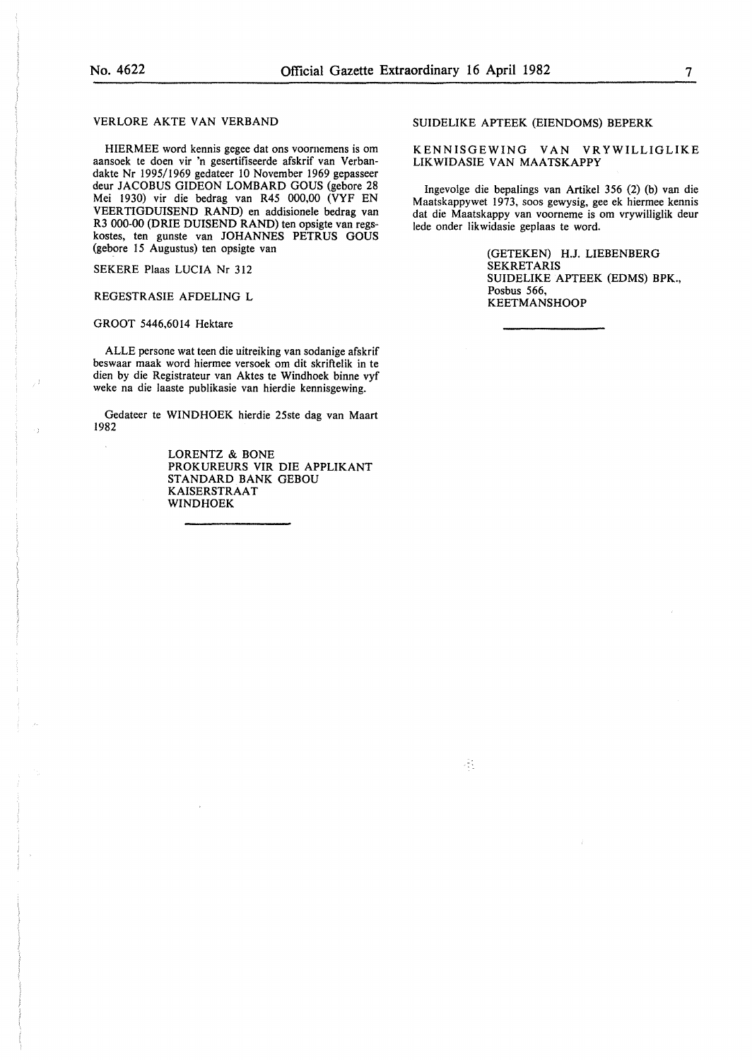## VERLORE AKTE VAN VERBAND

HIERMEE word kennis gegee dat ons voornemens is om aansoek te doen vir 'n gesertifiseerde afskrif van Verbandakte Nr 1995/1969 gedateer 10 November 1969 gepasseer deur JACOBUS GIDEON LOMBARD GOUS (gebore 28 Mei 1930) vir die bedrag van R45 000,00 (VYF EN VEERTIGDUISEND RAND) en addisionele bedrag van R3 000-00 (DRIE DUISEND RAND) ten opsigte van regskostes, ten gunste van JOHANNES PETRUS GOUS (gebore 15 Augustus) ten opsigte van

SEKERE Plaas LUCIA Nr 312

REGESTRASIE AFDELING L

GROOT 5446,6014 Hektare

ALLE persone wat teen die uitreiking van sodanige afskrif beswaar maak word hiermee versoek om dit skriftelik in te dien by die Registrateur van Aktes te Windhoek binne vyf weke na die laaste publikasie van hierdie kennisgewing.

Gedateer te WINDHOEK hierdie 25ste dag van Maart 1982

LORENTZ & BONE
PROKUREURS VIR DIE APPLIKANT
STANDARD BANK GEBOU
KAISERSTRAAT
WINDHOEK

---

## SUIDELIKE APTEEK (EIENDOMS) BEPERK

### KENNISGEWING VAN VRYWILLIGLIKE LIKWIDASIE VAN MAATSKAPPY

Ingevolge die bepalings van Artikel 356 (2) (b) van die Maatskappywet 1973, soos gewysig, gee ek hiermee kennis dat die Maatskappy van voorneme is om vrywilliglik deur lede onder likwidasie geplaas te word.

(GETEKEN) H.J. LIEBENBERG
SEKRETARIS
SUIDELIKE APTEEK (EDMS) BPK.,
Posbus 566,
KEETMANSHOOP